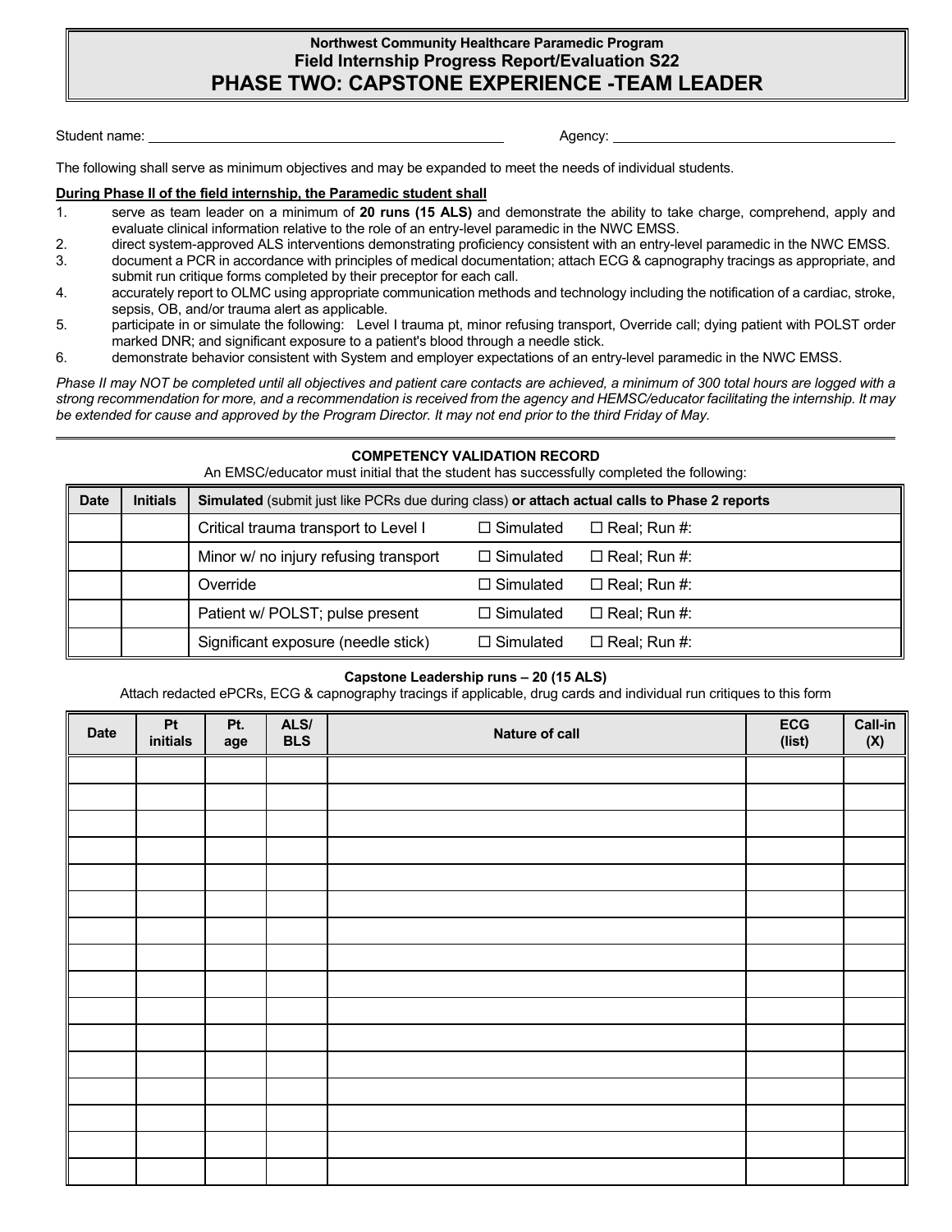**Northwest Community Healthcare Paramedic Program**

**Field Internship Progress Report/Evaluation S22**

# PHASE TWO: CAPSTONE EXPERIENCE -TEAM LEADER

Student name: ______________________________ Agency: ______________________________

The following shall serve as minimum objectives and may be expanded to meet the needs of individual students.

**During Phase II of the field internship, the Paramedic student shall**

1. serve as team leader on a minimum of **20 runs (15 ALS)** and demonstrate the ability to take charge, comprehend, apply and evaluate clinical information relative to the role of an entry-level paramedic in the NWC EMSS.
2. direct system-approved ALS interventions demonstrating proficiency consistent with an entry-level paramedic in the NWC EMSS.
3. document a PCR in accordance with principles of medical documentation; attach ECG & capnography tracings as appropriate, and submit run critique forms completed by their preceptor for each call.
4. accurately report to OLMC using appropriate communication methods and technology including the notification of a cardiac, stroke, sepsis, OB, and/or trauma alert as applicable.
5. participate in or simulate the following: Level I trauma pt, minor refusing transport, Override call; dying patient with POLST order marked DNR; and significant exposure to a patient's blood through a needle stick.
6. demonstrate behavior consistent with System and employer expectations of an entry-level paramedic in the NWC EMSS.

*Phase II may NOT be completed until all objectives and patient care contacts are achieved, a minimum of 300 total hours are logged with a strong recommendation for more, and a recommendation is received from the agency and HEMSC/educator facilitating the internship. It may be extended for cause and approved by the Program Director. It may not end prior to the third Friday of May.*

---

**COMPETENCY VALIDATION RECORD**

An EMSC/educator must initial that the student has successfully completed the following:

| Date | Initials | **Simulated** (submit just like PCRs due during class) **or attach actual calls to Phase 2 reports** | | |
|---|---|---|---|---|
| | | Critical trauma transport to Level I | ☐ Simulated | ☐ Real; Run #: |
| | | Minor w/ no injury refusing transport | ☐ Simulated | ☐ Real; Run #: |
| | | Override | ☐ Simulated | ☐ Real; Run #: |
| | | Patient w/ POLST; pulse present | ☐ Simulated | ☐ Real; Run #: |
| | | Significant exposure (needle stick) | ☐ Simulated | ☐ Real; Run #: |

**Capstone Leadership runs – 20 (15 ALS)**

Attach redacted ePCRs, ECG & capnography tracings if applicable, drug cards and individual run critiques to this form

| Date | Pt initials | Pt. age | ALS/ BLS | Nature of call | ECG (list) | Call-in (X) |
|---|---|---|---|---|---|---|
| | | | | | | |
| | | | | | | |
| | | | | | | |
| | | | | | | |
| | | | | | | |
| | | | | | | |
| | | | | | | |
| | | | | | | |
| | | | | | | |
| | | | | | | |
| | | | | | | |
| | | | | | | |
| | | | | | | |
| | | | | | | |
| | | | | | | |
| | | | | | | |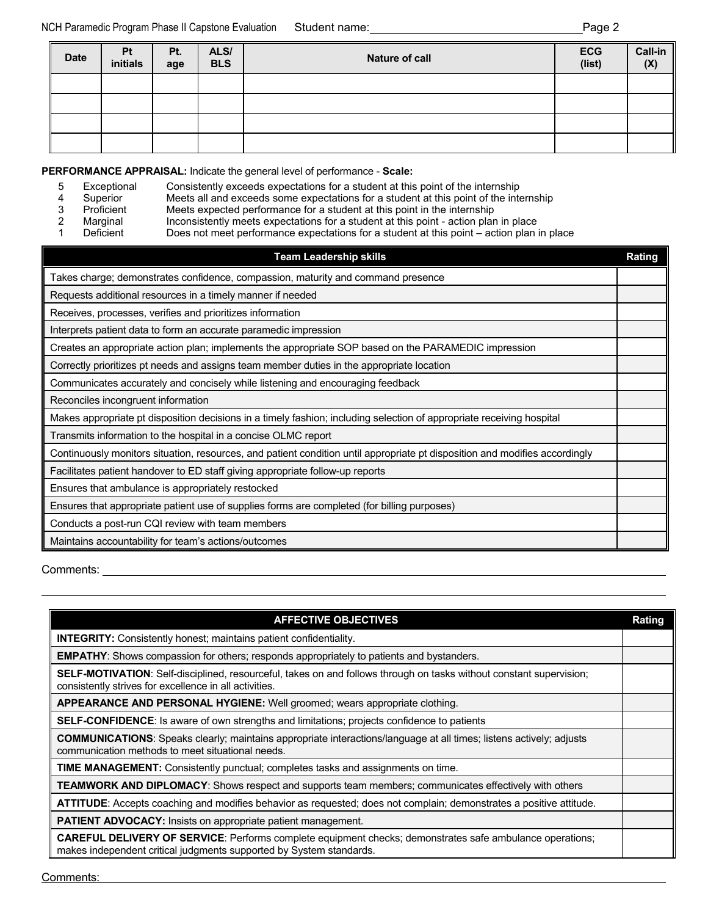Student name: ______________________________

| Date | Pt initials | Pt. age | ALS/ BLS | Nature of call | ECG (list) | Call-in (X) |
|---|---|---|---|---|---|---|
| | | | | | | |
| | | | | | | |
| | | | | | | |
| | | | | | | |

**PERFORMANCE APPRAISAL:** Indicate the general level of performance - **Scale:**

| | | |
|---|---|---|
| 5 | Exceptional | Consistently exceeds expectations for a student at this point of the internship |
| 4 | Superior | Meets all and exceeds some expectations for a student at this point of the internship |
| 3 | Proficient | Meets expected performance for a student at this point in the internship |
| 2 | Marginal | Inconsistently meets expectations for a student at this point - action plan in place |
| 1 | Deficient | Does not meet performance expectations for a student at this point – action plan in place |

| Team Leadership skills | Rating |
|---|---|
| Takes charge; demonstrates confidence, compassion, maturity and command presence | |
| Requests additional resources in a timely manner if needed | |
| Receives, processes, verifies and prioritizes information | |
| Interprets patient data to form an accurate paramedic impression | |
| Creates an appropriate action plan; implements the appropriate SOP based on the PARAMEDIC impression | |
| Correctly prioritizes pt needs and assigns team member duties in the appropriate location | |
| Communicates accurately and concisely while listening and encouraging feedback | |
| Reconciles incongruent information | |
| Makes appropriate pt disposition decisions in a timely fashion; including selection of appropriate receiving hospital | |
| Transmits information to the hospital in a concise OLMC report | |
| Continuously monitors situation, resources, and patient condition until appropriate pt disposition and modifies accordingly | |
| Facilitates patient handover to ED staff giving appropriate follow-up reports | |
| Ensures that ambulance is appropriately restocked | |
| Ensures that appropriate patient use of supplies forms are completed (for billing purposes) | |
| Conducts a post-run CQI review with team members | |
| Maintains accountability for team's actions/outcomes | |

Comments: ____________________________________________________________

____________________________________________________________

| AFFECTIVE OBJECTIVES | Rating |
|---|---|
| **INTEGRITY:** Consistently honest; maintains patient confidentiality. | |
| **EMPATHY**: Shows compassion for others; responds appropriately to patients and bystanders. | |
| **SELF-MOTIVATION**: Self-disciplined, resourceful, takes on and follows through on tasks without constant supervision; consistently strives for excellence in all activities. | |
| **APPEARANCE AND PERSONAL HYGIENE:** Well groomed; wears appropriate clothing. | |
| **SELF-CONFIDENCE**: Is aware of own strengths and limitations; projects confidence to patients | |
| **COMMUNICATIONS**: Speaks clearly; maintains appropriate interactions/language at all times; listens actively; adjusts communication methods to meet situational needs. | |
| **TIME MANAGEMENT:** Consistently punctual; completes tasks and assignments on time. | |
| **TEAMWORK AND DIPLOMACY**: Shows respect and supports team members; communicates effectively with others | |
| **ATTITUDE**: Accepts coaching and modifies behavior as requested; does not complain; demonstrates a positive attitude. | |
| **PATIENT ADVOCACY:** Insists on appropriate patient management. | |
| **CAREFUL DELIVERY OF SERVICE**: Performs complete equipment checks; demonstrates safe ambulance operations; makes independent critical judgments supported by System standards. | |

Comments: ____________________________________________________________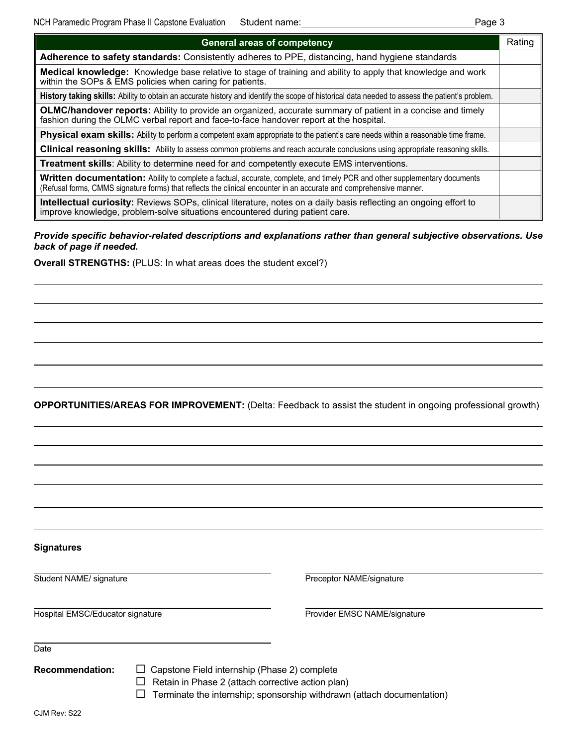| General areas of competency | Rating |
| --- | --- |
| **Adherence to safety standards:** Consistently adheres to PPE, distancing, hand hygiene standards | |
| **Medical knowledge:** Knowledge base relative to stage of training and ability to apply that knowledge and work within the SOPs & EMS policies when caring for patients. | |
| **History taking skills:** Ability to obtain an accurate history and identify the scope of historical data needed to assess the patient's problem. | |
| **OLMC/handover reports:** Ability to provide an organized, accurate summary of patient in a concise and timely fashion during the OLMC verbal report and face-to-face handover report at the hospital. | |
| **Physical exam skills:** Ability to perform a competent exam appropriate to the patient's care needs within a reasonable time frame. | |
| **Clinical reasoning skills:** Ability to assess common problems and reach accurate conclusions using appropriate reasoning skills. | |
| **Treatment skills**: Ability to determine need for and competently execute EMS interventions. | |
| **Written documentation:** Ability to complete a factual, accurate, complete, and timely PCR and other supplementary documents (Refusal forms, CMMS signature forms) that reflects the clinical encounter in an accurate and comprehensive manner. | |
| **Intellectual curiosity:** Reviews SOPs, clinical literature, notes on a daily basis reflecting an ongoing effort to improve knowledge, problem-solve situations encountered during patient care. | |

***Provide specific behavior-related descriptions and explanations rather than general subjective observations. Use back of page if needed.***

**Overall STRENGTHS:** (PLUS: In what areas does the student excel?)

______________________________________________________________________

______________________________________________________________________

______________________________________________________________________

______________________________________________________________________

______________________________________________________________________

______________________________________________________________________

**OPPORTUNITIES/AREAS FOR IMPROVEMENT:** (Delta: Feedback to assist the student in ongoing professional growth)

______________________________________________________________________

______________________________________________________________________

______________________________________________________________________

______________________________________________________________________

______________________________________________________________________

______________________________________________________________________

**Signatures**

| | |
| --- | --- |
| ______________________________ | ______________________________ |
| Student NAME/ signature | Preceptor NAME/signature |
| ______________________________ | ______________________________ |
| Hospital EMSC/Educator signature | Provider EMSC NAME/signature |
| ______________________________ | |
| Date | |

**Recommendation:**

- ☐ Capstone Field internship (Phase 2) complete
- ☐ Retain in Phase 2 (attach corrective action plan)
- ☐ Terminate the internship; sponsorship withdrawn (attach documentation)

CJM Rev: S22